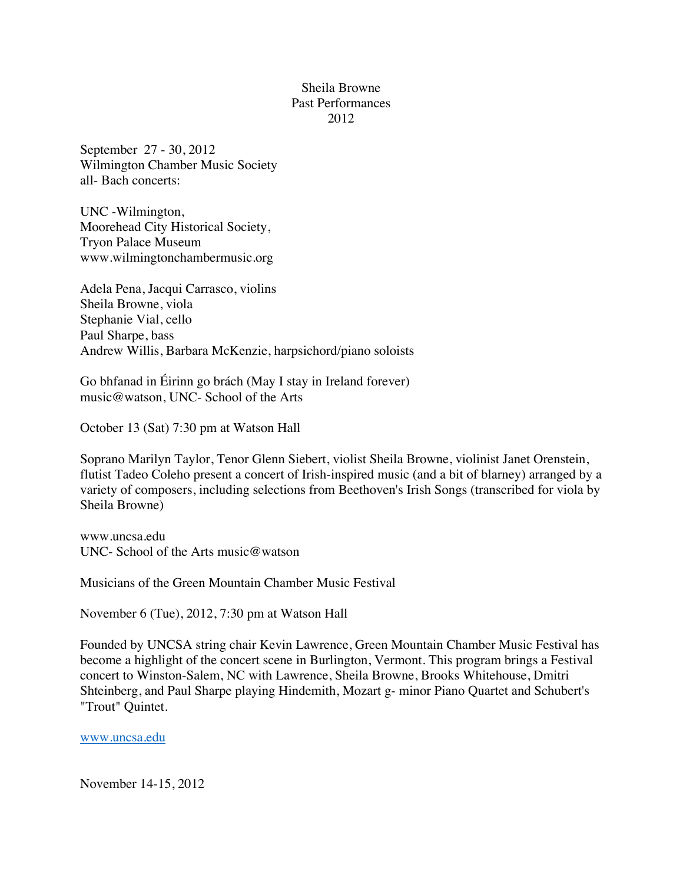Sheila Browne
Past Performances
2012

September 27 - 30, 2012
Wilmington Chamber Music Society
all- Bach concerts:

UNC -Wilmington,
Moorehead City Historical Society,
Tryon Palace Museum
www.wilmingtonchambermusic.org

Adela Pena, Jacqui Carrasco, violins
Sheila Browne, viola
Stephanie Vial, cello
Paul Sharpe, bass
Andrew Willis, Barbara McKenzie, harpsichord/piano soloists

Go bhfanad in Éirinn go brách (May I stay in Ireland forever)
music@watson, UNC- School of the Arts

October 13 (Sat) 7:30 pm at Watson Hall

Soprano Marilyn Taylor, Tenor Glenn Siebert, violist Sheila Browne, violinist Janet Orenstein, flutist Tadeo Coleho present a concert of Irish-inspired music (and a bit of blarney) arranged by a variety of composers, including selections from Beethoven's Irish Songs (transcribed for viola by Sheila Browne)

www.uncsa.edu
UNC- School of the Arts music@watson

Musicians of the Green Mountain Chamber Music Festival

November 6 (Tue), 2012, 7:30 pm at Watson Hall

Founded by UNCSA string chair Kevin Lawrence, Green Mountain Chamber Music Festival has become a highlight of the concert scene in Burlington, Vermont. This program brings a Festival concert to Winston-Salem, NC with Lawrence, Sheila Browne, Brooks Whitehouse, Dmitri Shteinberg, and Paul Sharpe playing Hindemith, Mozart g- minor Piano Quartet and Schubert's "Trout" Quintet.

www.uncsa.edu

November 14-15, 2012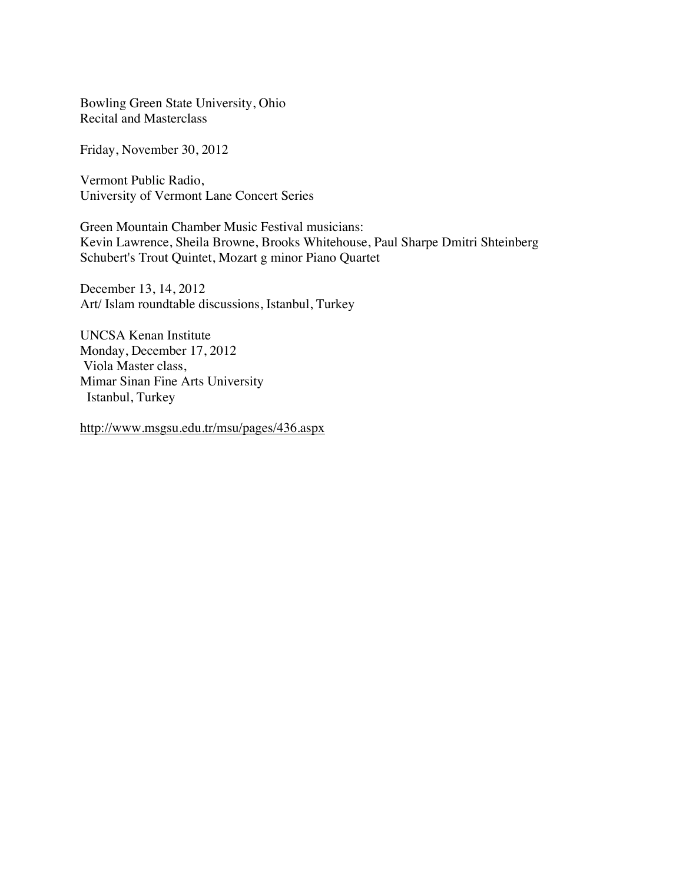Bowling Green State University, Ohio
Recital and Masterclass

Friday, November 30, 2012

Vermont Public Radio,
University of Vermont Lane Concert Series

Green Mountain Chamber Music Festival musicians:
Kevin Lawrence, Sheila Browne, Brooks Whitehouse, Paul Sharpe Dmitri Shteinberg
Schubert's Trout Quintet, Mozart g minor Piano Quartet

December 13, 14, 2012
Art/ Islam roundtable discussions, Istanbul, Turkey

UNCSA Kenan Institute
Monday, December 17, 2012
Viola Master class,
Mimar Sinan Fine Arts University
Istanbul, Turkey

http://www.msgsu.edu.tr/msu/pages/436.aspx